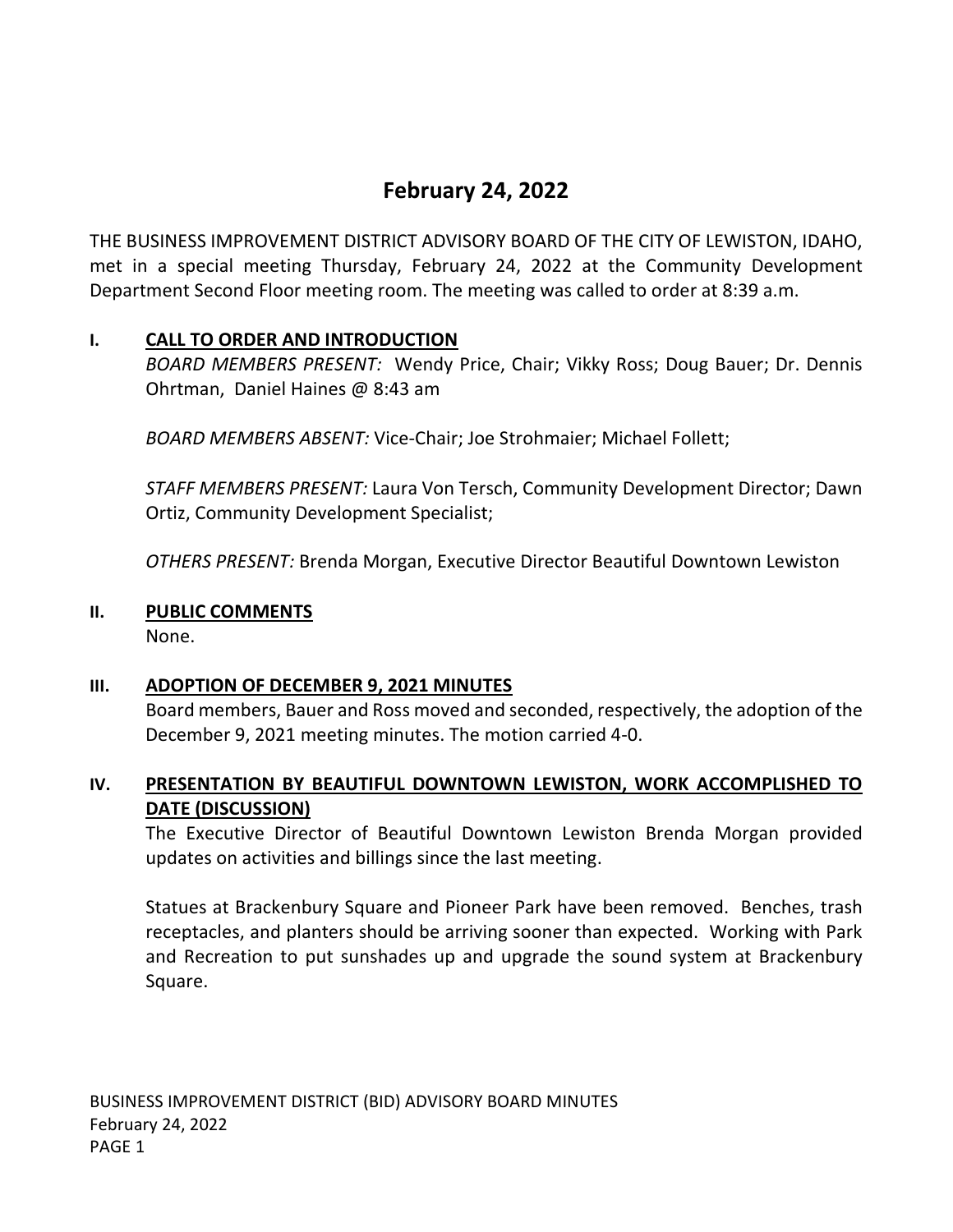# February 24, 2022

THE BUSINESS IMPROVEMENT DISTRICT ADVISORY BOARD OF THE CITY OF LEWISTON, IDAHO, met in a special meeting Thursday, February 24, 2022 at the Community Development Department Second Floor meeting room. The meeting was called to order at 8:39 a.m.

## I. CALL TO ORDER AND INTRODUCTION

*BOARD MEMBERS PRESENT:* Wendy Price, Chair; Vikky Ross; Doug Bauer; Dr. Dennis Ohrtman, Daniel Haines @ 8:43 am

*BOARD MEMBERS ABSENT:* Vice-Chair; Joe Strohmaier; Michael Follett;

*STAFF MEMBERS PRESENT:* Laura Von Tersch, Community Development Director; Dawn Ortiz, Community Development Specialist;

*OTHERS PRESENT:* Brenda Morgan, Executive Director Beautiful Downtown Lewiston

## II. PUBLIC COMMENTS

None.

## III. ADOPTION OF DECEMBER 9, 2021 MINUTES

Board members, Bauer and Ross moved and seconded, respectively, the adoption of the December 9, 2021 meeting minutes. The motion carried 4-0.

## IV. PRESENTATION BY BEAUTIFUL DOWNTOWN LEWISTON, WORK ACCOMPLISHED TO DATE (DISCUSSION)

The Executive Director of Beautiful Downtown Lewiston Brenda Morgan provided updates on activities and billings since the last meeting.

Statues at Brackenbury Square and Pioneer Park have been removed. Benches, trash receptacles, and planters should be arriving sooner than expected. Working with Park and Recreation to put sunshades up and upgrade the sound system at Brackenbury Square.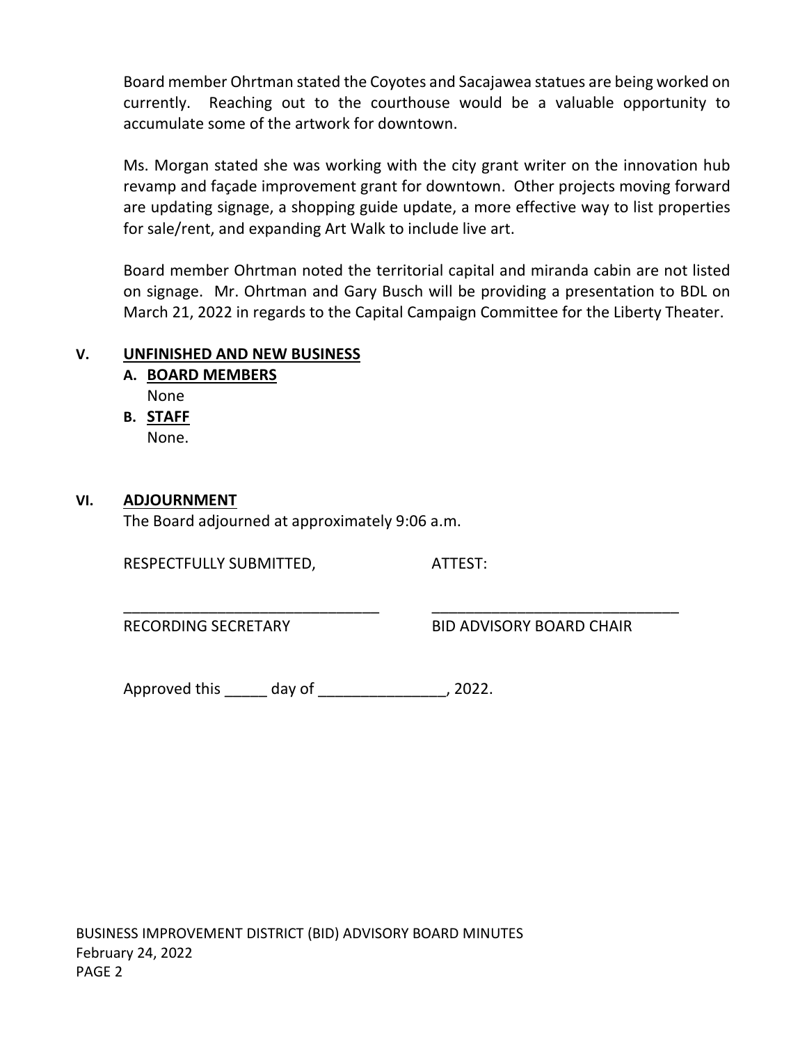Board member Ohrtman stated the Coyotes and Sacajawea statues are being worked on currently. Reaching out to the courthouse would be a valuable opportunity to accumulate some of the artwork for downtown.

Ms. Morgan stated she was working with the city grant writer on the innovation hub revamp and façade improvement grant for downtown. Other projects moving forward are updating signage, a shopping guide update, a more effective way to list properties for sale/rent, and expanding Art Walk to include live art.

Board member Ohrtman noted the territorial capital and miranda cabin are not listed on signage. Mr. Ohrtman and Gary Busch will be providing a presentation to BDL on March 21, 2022 in regards to the Capital Campaign Committee for the Liberty Theater.

## V. UNFINISHED AND NEW BUSINESS

**A. BOARD MEMBERS**

None

**B. STAFF**

None.

## VI. ADJOURNMENT

The Board adjourned at approximately 9:06 a.m.

RESPECTFULLY SUBMITTED, ATTEST:

_______________________________ _______________________________

RECORDING SECRETARY BID ADVISORY BOARD CHAIR

Approved this _____ day of _______________, 2022.

BUSINESS IMPROVEMENT DISTRICT (BID) ADVISORY BOARD MINUTES
February 24, 2022